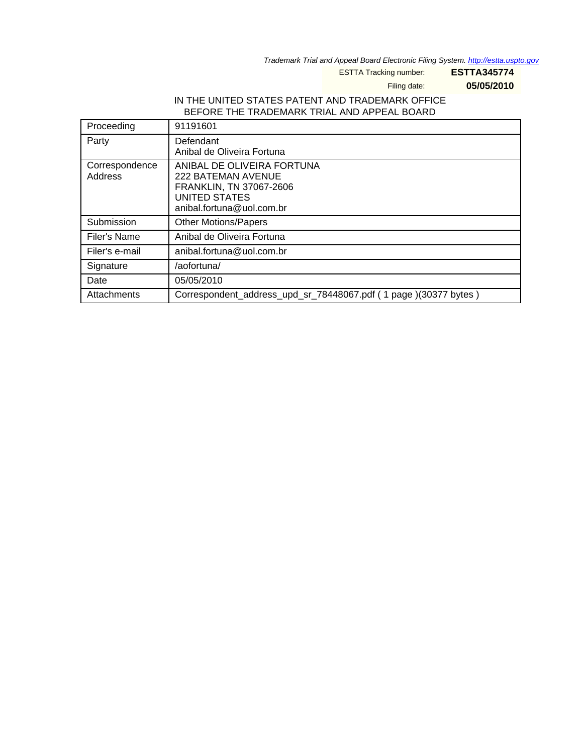*Trademark Trial and Appeal Board Electronic Filing System. http://estta.uspto.gov*

ESTTA Tracking number: **ESTTA345774**

Filing date: **05/05/2010**

IN THE UNITED STATES PATENT AND TRADEMARK OFFICE
BEFORE THE TRADEMARK TRIAL AND APPEAL BOARD

| | |
|---|---|
| Proceeding | 91191601 |
| Party | Defendant<br>Anibal de Oliveira Fortuna |
| Correspondence Address | ANIBAL DE OLIVEIRA FORTUNA<br>222 BATEMAN AVENUE<br>FRANKLIN, TN 37067-2606<br>UNITED STATES<br>anibal.fortuna@uol.com.br |
| Submission | Other Motions/Papers |
| Filer's Name | Anibal de Oliveira Fortuna |
| Filer's e-mail | anibal.fortuna@uol.com.br |
| Signature | /aofortuna/ |
| Date | 05/05/2010 |
| Attachments | Correspondent_address_upd_sr_78448067.pdf ( 1 page )(30377 bytes ) |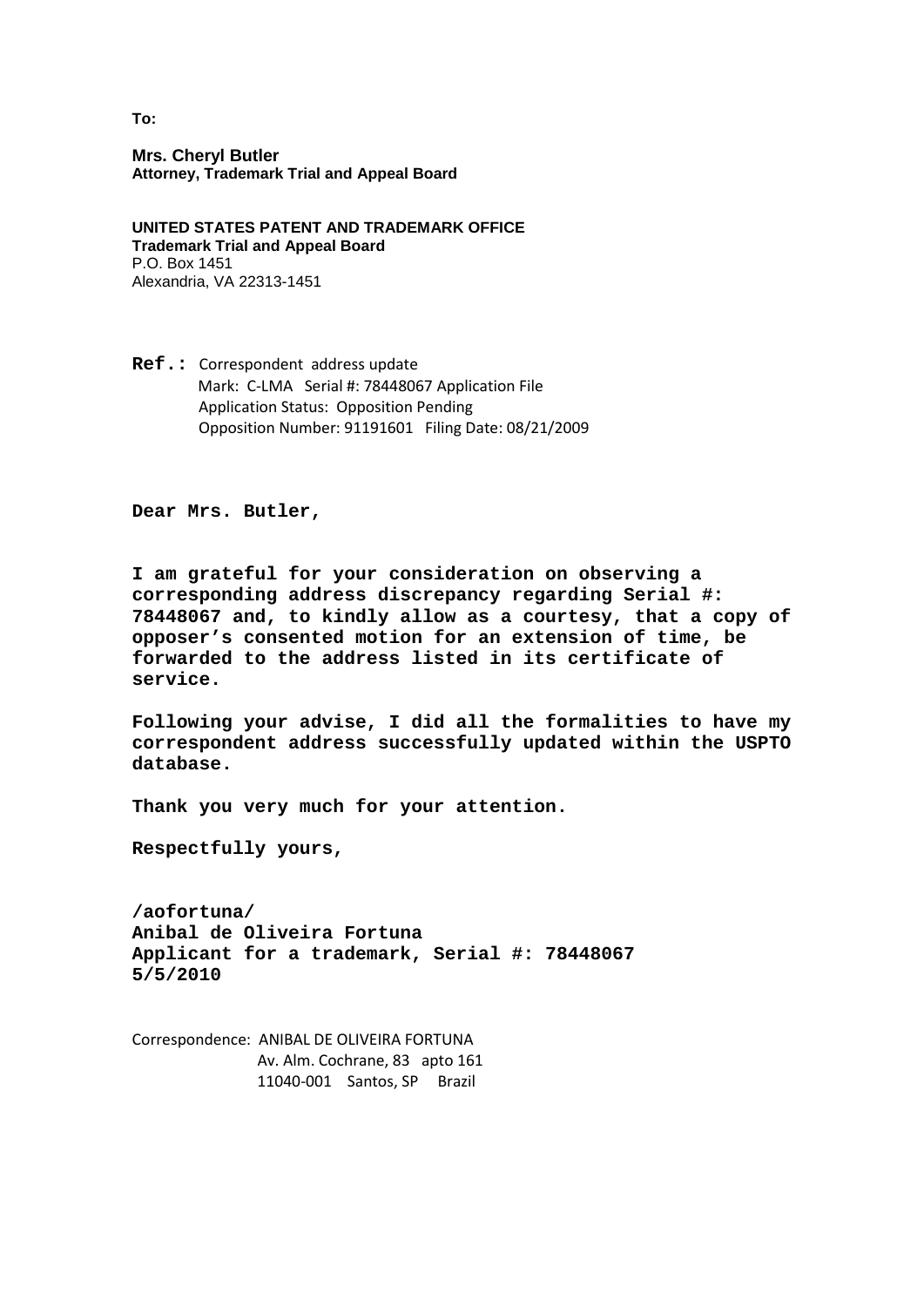**To:**

**Mrs. Cheryl Butler**
**Attorney, Trademark Trial and Appeal Board**

**UNITED STATES PATENT AND TRADEMARK OFFICE**
**Trademark Trial and Appeal Board**
P.O. Box 1451
Alexandria, VA 22313-1451

**Ref.:** Correspondent address update
Mark: C-LMA Serial #: 78448067 Application File
Application Status: Opposition Pending
Opposition Number: 91191601 Filing Date: 08/21/2009

**Dear Mrs. Butler,**

**I am grateful for your consideration on observing a corresponding address discrepancy regarding Serial #: 78448067 and, to kindly allow as a courtesy, that a copy of opposer's consented motion for an extension of time, be forwarded to the address listed in its certificate of service.**

**Following your advise, I did all the formalities to have my correspondent address successfully updated within the USPTO database.**

**Thank you very much for your attention.**

**Respectfully yours,**

**/aofortuna/**
**Anibal de Oliveira Fortuna**
**Applicant for a trademark, Serial #: 78448067**
**5/5/2010**

Correspondence: ANIBAL DE OLIVEIRA FORTUNA
Av. Alm. Cochrane, 83 apto 161
11040-001 Santos, SP Brazil